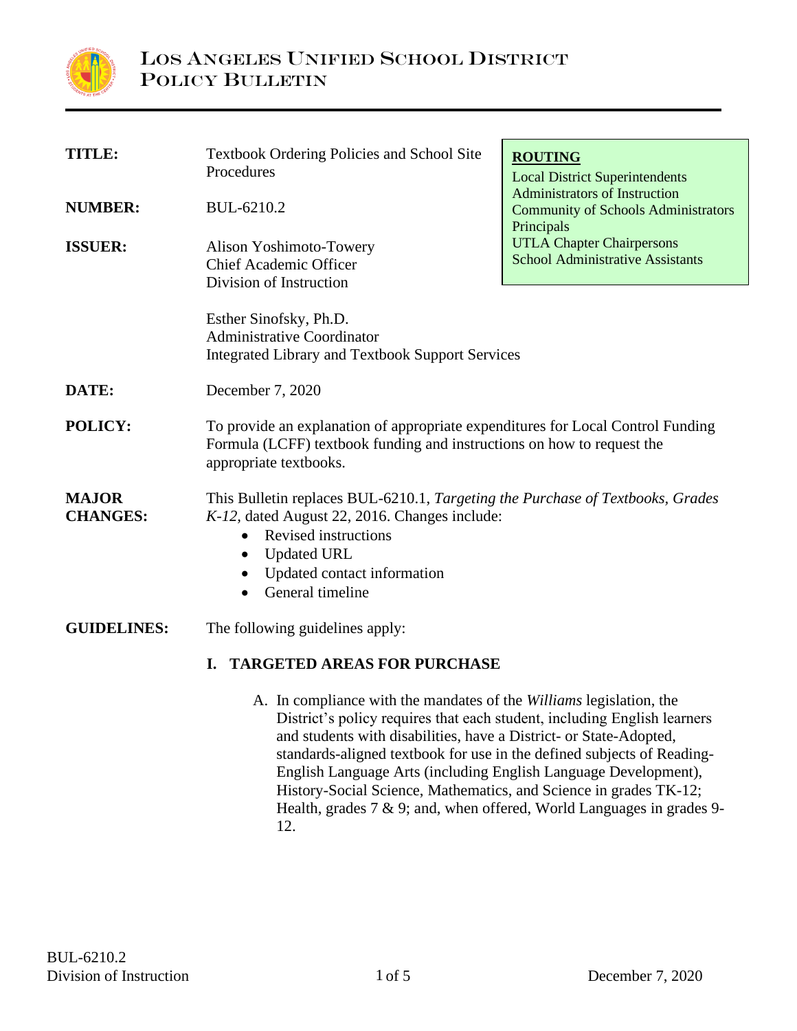# Los Angeles Unified School District
## Policy Bulletin

| | | |
|---|---|---|
| **TITLE:** | Textbook Ordering Policies and School Site Procedures | **ROUTING**<br>Local District Superintendents<br>Administrators of Instruction<br>Community of Schools Administrators<br>Principals<br>UTLA Chapter Chairpersons<br>School Administrative Assistants |
| **NUMBER:** | BUL-6210.2 | |
| **ISSUER:** | Alison Yoshimoto-Towery<br>Chief Academic Officer<br>Division of Instruction<br><br>Esther Sinofsky, Ph.D.<br>Administrative Coordinator<br>Integrated Library and Textbook Support Services | |
| **DATE:** | December 7, 2020 | |

**POLICY:** To provide an explanation of appropriate expenditures for Local Control Funding Formula (LCFF) textbook funding and instructions on how to request the appropriate textbooks.

**MAJOR CHANGES:** This Bulletin replaces BUL-6210.1, *Targeting the Purchase of Textbooks, Grades K-12,* dated August 22, 2016. Changes include:

- Revised instructions
- Updated URL
- Updated contact information
- General timeline

**GUIDELINES:** The following guidelines apply:

### I. TARGETED AREAS FOR PURCHASE

A. In compliance with the mandates of the *Williams* legislation, the District's policy requires that each student, including English learners and students with disabilities, have a District- or State-Adopted, standards-aligned textbook for use in the defined subjects of Reading-English Language Arts (including English Language Development), History-Social Science, Mathematics, and Science in grades TK-12; Health, grades 7 & 9; and, when offered, World Languages in grades 9-12.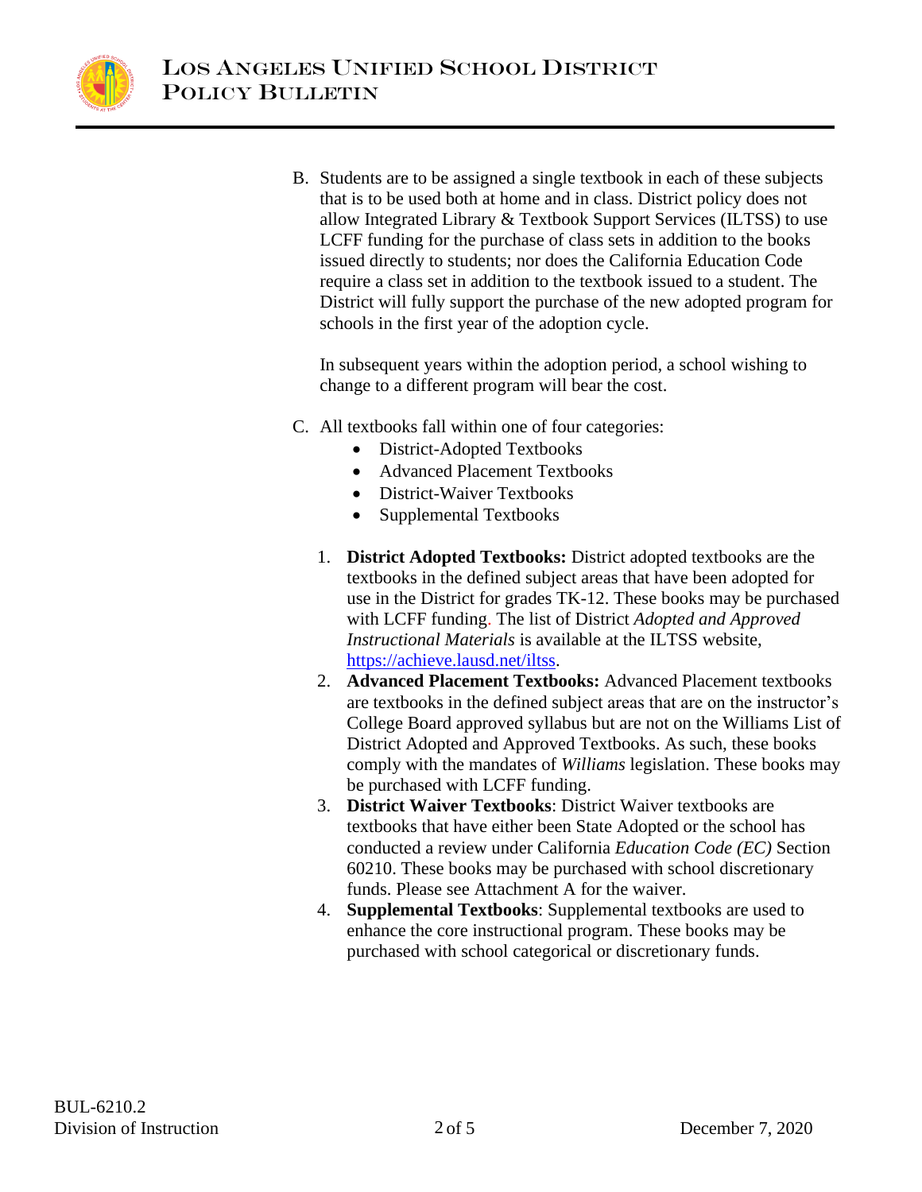B. Students are to be assigned a single textbook in each of these subjects that is to be used both at home and in class. District policy does not allow Integrated Library & Textbook Support Services (ILTSS) to use LCFF funding for the purchase of class sets in addition to the books issued directly to students; nor does the California Education Code require a class set in addition to the textbook issued to a student. The District will fully support the purchase of the new adopted program for schools in the first year of the adoption cycle.

   In subsequent years within the adoption period, a school wishing to change to a different program will bear the cost.

C. All textbooks fall within one of four categories:
   - District-Adopted Textbooks
   - Advanced Placement Textbooks
   - District-Waiver Textbooks
   - Supplemental Textbooks

   1. **District Adopted Textbooks:** District adopted textbooks are the textbooks in the defined subject areas that have been adopted for use in the District for grades TK-12. These books may be purchased with LCFF funding. The list of District *Adopted and Approved Instructional Materials* is available at the ILTSS website, https://achieve.lausd.net/iltss.
   2. **Advanced Placement Textbooks:** Advanced Placement textbooks are textbooks in the defined subject areas that are on the instructor's College Board approved syllabus but are not on the Williams List of District Adopted and Approved Textbooks. As such, these books comply with the mandates of *Williams* legislation. These books may be purchased with LCFF funding.
   3. **District Waiver Textbooks**: District Waiver textbooks are textbooks that have either been State Adopted or the school has conducted a review under California *Education Code (EC)* Section 60210. These books may be purchased with school discretionary funds. Please see Attachment A for the waiver.
   4. **Supplemental Textbooks**: Supplemental textbooks are used to enhance the core instructional program. These books may be purchased with school categorical or discretionary funds.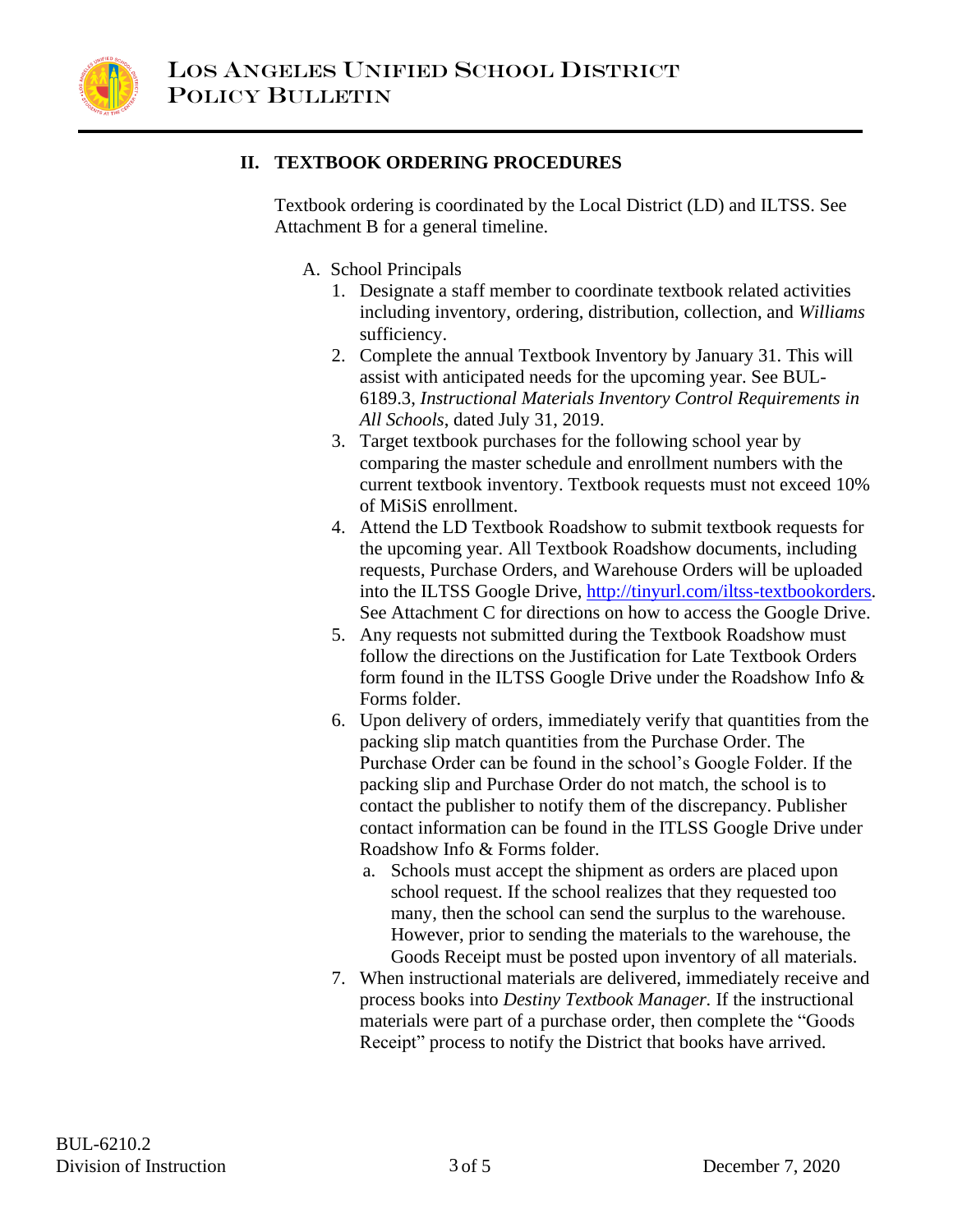## II. TEXTBOOK ORDERING PROCEDURES

Textbook ordering is coordinated by the Local District (LD) and ILTSS. See Attachment B for a general timeline.

A. School Principals

1. Designate a staff member to coordinate textbook related activities including inventory, ordering, distribution, collection, and *Williams* sufficiency.
2. Complete the annual Textbook Inventory by January 31. This will assist with anticipated needs for the upcoming year. See BUL-6189.3, *Instructional Materials Inventory Control Requirements in All Schools*, dated July 31, 2019.
3. Target textbook purchases for the following school year by comparing the master schedule and enrollment numbers with the current textbook inventory. Textbook requests must not exceed 10% of MiSiS enrollment.
4. Attend the LD Textbook Roadshow to submit textbook requests for the upcoming year. All Textbook Roadshow documents, including requests, Purchase Orders, and Warehouse Orders will be uploaded into the ILTSS Google Drive, [http://tinyurl.com/iltss-textbookorders](http://tinyurl.com/iltss-textbookorders). See Attachment C for directions on how to access the Google Drive.
5. Any requests not submitted during the Textbook Roadshow must follow the directions on the Justification for Late Textbook Orders form found in the ILTSS Google Drive under the Roadshow Info & Forms folder.
6. Upon delivery of orders, immediately verify that quantities from the packing slip match quantities from the Purchase Order. The Purchase Order can be found in the school's Google Folder. If the packing slip and Purchase Order do not match, the school is to contact the publisher to notify them of the discrepancy. Publisher contact information can be found in the ITLSS Google Drive under Roadshow Info & Forms folder.
   a. Schools must accept the shipment as orders are placed upon school request. If the school realizes that they requested too many, then the school can send the surplus to the warehouse. However, prior to sending the materials to the warehouse, the Goods Receipt must be posted upon inventory of all materials.
7. When instructional materials are delivered, immediately receive and process books into *Destiny Textbook Manager*. If the instructional materials were part of a purchase order, then complete the "Goods Receipt" process to notify the District that books have arrived.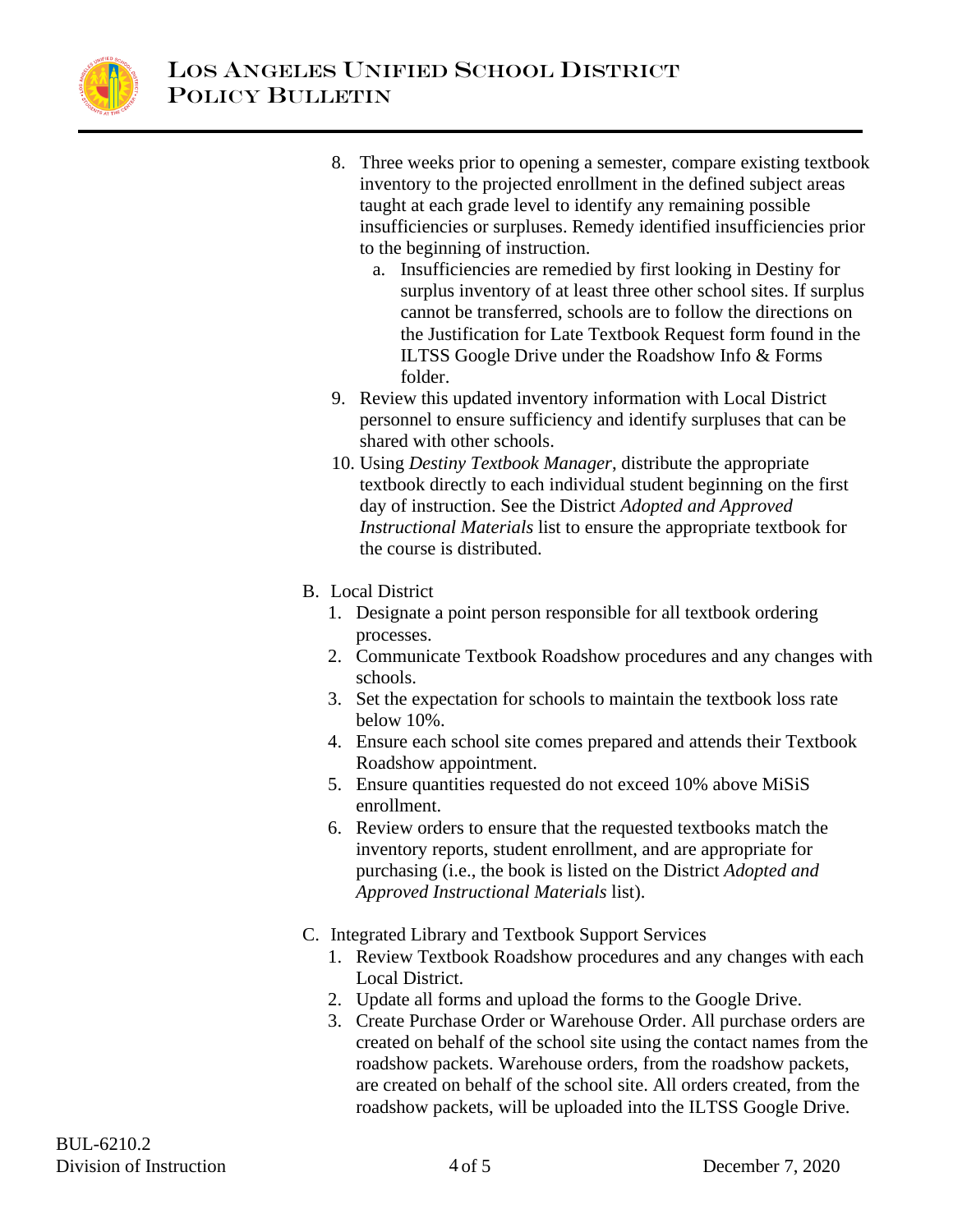8. Three weeks prior to opening a semester, compare existing textbook inventory to the projected enrollment in the defined subject areas taught at each grade level to identify any remaining possible insufficiencies or surpluses. Remedy identified insufficiencies prior to the beginning of instruction.
   a. Insufficiencies are remedied by first looking in Destiny for surplus inventory of at least three other school sites. If surplus cannot be transferred, schools are to follow the directions on the Justification for Late Textbook Request form found in the ILTSS Google Drive under the Roadshow Info & Forms folder.
9. Review this updated inventory information with Local District personnel to ensure sufficiency and identify surpluses that can be shared with other schools.
10. Using *Destiny Textbook Manager*, distribute the appropriate textbook directly to each individual student beginning on the first day of instruction. See the District *Adopted and Approved Instructional Materials* list to ensure the appropriate textbook for the course is distributed.

B. Local District
   1. Designate a point person responsible for all textbook ordering processes.
   2. Communicate Textbook Roadshow procedures and any changes with schools.
   3. Set the expectation for schools to maintain the textbook loss rate below 10%.
   4. Ensure each school site comes prepared and attends their Textbook Roadshow appointment.
   5. Ensure quantities requested do not exceed 10% above MiSiS enrollment.
   6. Review orders to ensure that the requested textbooks match the inventory reports, student enrollment, and are appropriate for purchasing (i.e., the book is listed on the District *Adopted and Approved Instructional Materials* list).

C. Integrated Library and Textbook Support Services
   1. Review Textbook Roadshow procedures and any changes with each Local District.
   2. Update all forms and upload the forms to the Google Drive.
   3. Create Purchase Order or Warehouse Order. All purchase orders are created on behalf of the school site using the contact names from the roadshow packets. Warehouse orders, from the roadshow packets, are created on behalf of the school site. All orders created, from the roadshow packets, will be uploaded into the ILTSS Google Drive.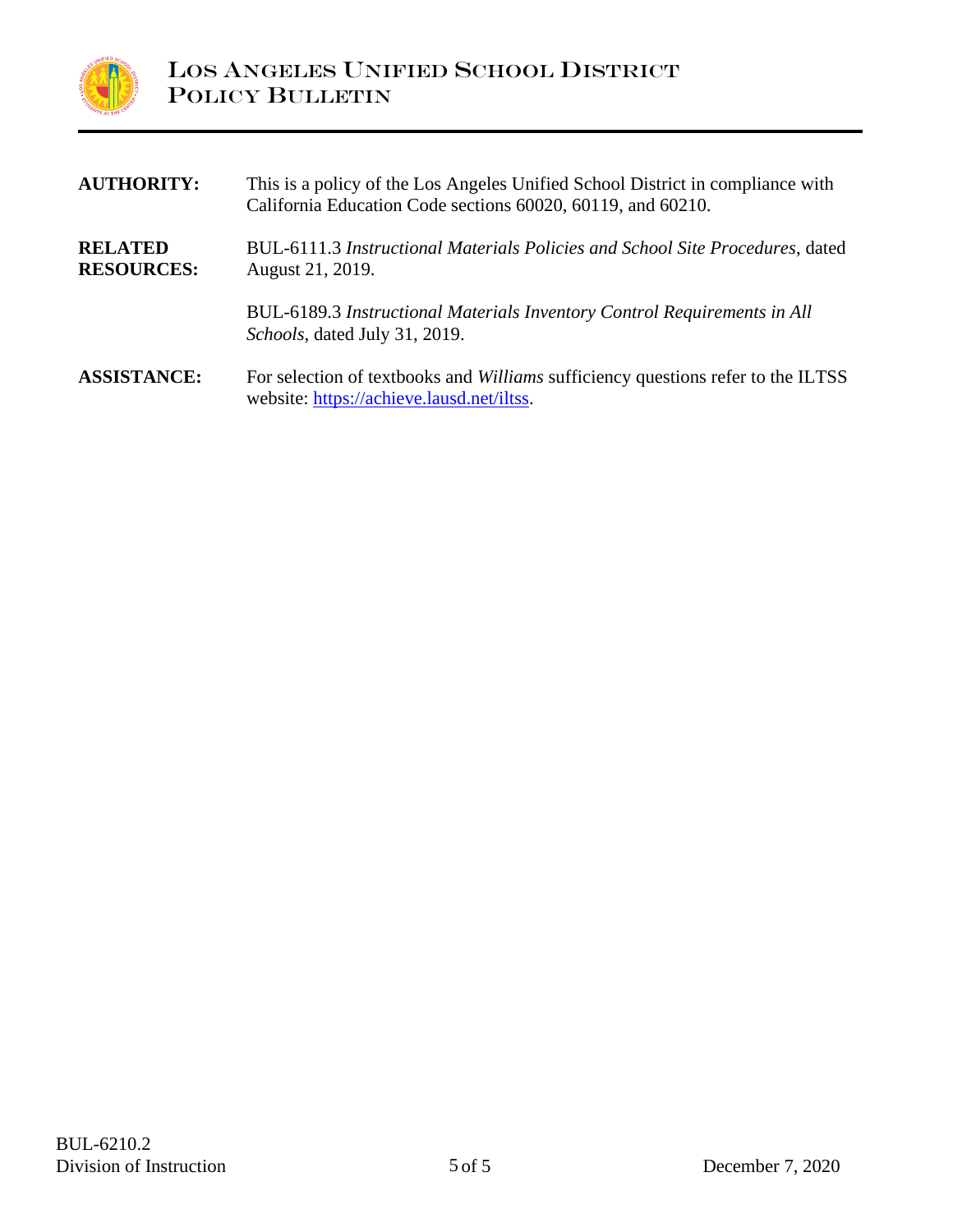**AUTHORITY:** This is a policy of the Los Angeles Unified School District in compliance with California Education Code sections 60020, 60119, and 60210.

**RELATED RESOURCES:** BUL-6111.3 *Instructional Materials Policies and School Site Procedures*, dated August 21, 2019.

BUL-6189.3 *Instructional Materials Inventory Control Requirements in All Schools*, dated July 31, 2019.

**ASSISTANCE:** For selection of textbooks and *Williams* sufficiency questions refer to the ILTSS website: [https://achieve.lausd.net/iltss](https://achieve.lausd.net/iltss).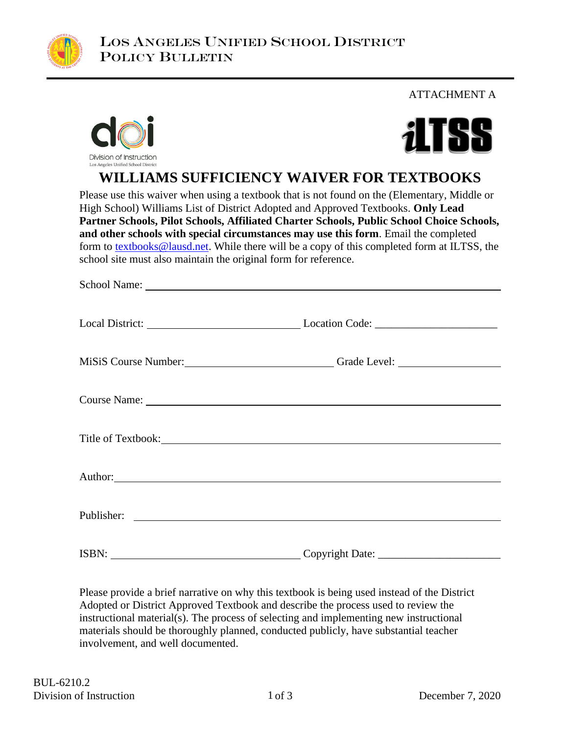ATTACHMENT A

# WILLIAMS SUFFICIENCY WAIVER FOR TEXTBOOKS

Please use this waiver when using a textbook that is not found on the (Elementary, Middle or High School) Williams List of District Adopted and Approved Textbooks. **Only Lead Partner Schools, Pilot Schools, Affiliated Charter Schools, Public School Choice Schools, and other schools with special circumstances may use this form**. Email the completed form to textbooks@lausd.net. While there will be a copy of this completed form at ILTSS, the school site must also maintain the original form for reference.

School Name: ______________________________________________

Local District: ______________________ Location Code: ____________________

MiSiS Course Number: ______________________ Grade Level: ________________

Course Name: ______________________________________________

Title of Textbook: ______________________________________________

Author: ______________________________________________

Publisher: ______________________________________________

ISBN: __________________________ Copyright Date: ____________________

Please provide a brief narrative on why this textbook is being used instead of the District Adopted or District Approved Textbook and describe the process used to review the instructional material(s). The process of selecting and implementing new instructional materials should be thoroughly planned, conducted publicly, have substantial teacher involvement, and well documented.

BUL-6210.2
Division of Instruction

December 7, 2020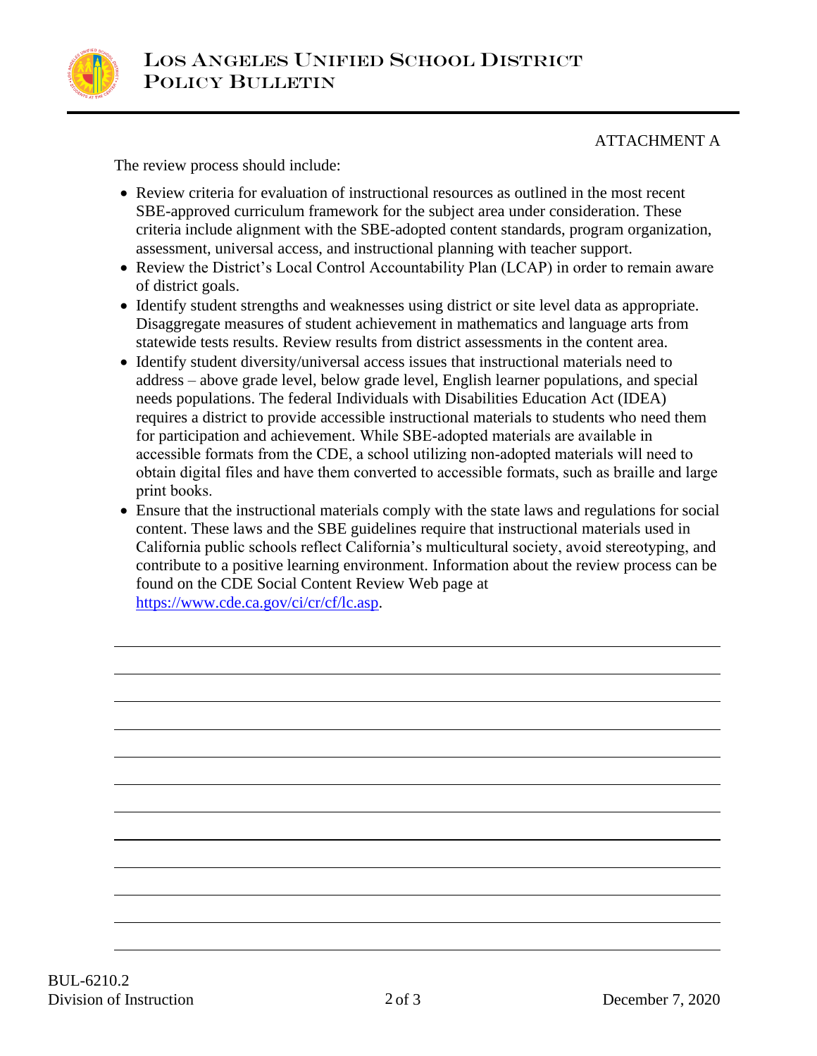ATTACHMENT A

The review process should include:

- Review criteria for evaluation of instructional resources as outlined in the most recent SBE-approved curriculum framework for the subject area under consideration. These criteria include alignment with the SBE-adopted content standards, program organization, assessment, universal access, and instructional planning with teacher support.
- Review the District's Local Control Accountability Plan (LCAP) in order to remain aware of district goals.
- Identify student strengths and weaknesses using district or site level data as appropriate. Disaggregate measures of student achievement in mathematics and language arts from statewide tests results. Review results from district assessments in the content area.
- Identify student diversity/universal access issues that instructional materials need to address – above grade level, below grade level, English learner populations, and special needs populations. The federal Individuals with Disabilities Education Act (IDEA) requires a district to provide accessible instructional materials to students who need them for participation and achievement. While SBE-adopted materials are available in accessible formats from the CDE, a school utilizing non-adopted materials will need to obtain digital files and have them converted to accessible formats, such as braille and large print books.
- Ensure that the instructional materials comply with the state laws and regulations for social content. These laws and the SBE guidelines require that instructional materials used in California public schools reflect California's multicultural society, avoid stereotyping, and contribute to a positive learning environment. Information about the review process can be found on the CDE Social Content Review Web page at https://www.cde.ca.gov/ci/cr/cf/lc.asp.

\_\_\_\_\_\_\_\_\_\_\_\_\_\_\_\_\_\_\_\_\_\_\_\_\_\_\_\_\_\_\_\_\_\_\_\_\_\_\_\_\_\_\_\_\_\_\_\_\_\_\_\_\_\_\_\_\_\_\_\_\_\_\_\_\_\_\_\_\_\_\_\_

\_\_\_\_\_\_\_\_\_\_\_\_\_\_\_\_\_\_\_\_\_\_\_\_\_\_\_\_\_\_\_\_\_\_\_\_\_\_\_\_\_\_\_\_\_\_\_\_\_\_\_\_\_\_\_\_\_\_\_\_\_\_\_\_\_\_\_\_\_\_\_\_

\_\_\_\_\_\_\_\_\_\_\_\_\_\_\_\_\_\_\_\_\_\_\_\_\_\_\_\_\_\_\_\_\_\_\_\_\_\_\_\_\_\_\_\_\_\_\_\_\_\_\_\_\_\_\_\_\_\_\_\_\_\_\_\_\_\_\_\_\_\_\_\_

\_\_\_\_\_\_\_\_\_\_\_\_\_\_\_\_\_\_\_\_\_\_\_\_\_\_\_\_\_\_\_\_\_\_\_\_\_\_\_\_\_\_\_\_\_\_\_\_\_\_\_\_\_\_\_\_\_\_\_\_\_\_\_\_\_\_\_\_\_\_\_\_

\_\_\_\_\_\_\_\_\_\_\_\_\_\_\_\_\_\_\_\_\_\_\_\_\_\_\_\_\_\_\_\_\_\_\_\_\_\_\_\_\_\_\_\_\_\_\_\_\_\_\_\_\_\_\_\_\_\_\_\_\_\_\_\_\_\_\_\_\_\_\_\_

\_\_\_\_\_\_\_\_\_\_\_\_\_\_\_\_\_\_\_\_\_\_\_\_\_\_\_\_\_\_\_\_\_\_\_\_\_\_\_\_\_\_\_\_\_\_\_\_\_\_\_\_\_\_\_\_\_\_\_\_\_\_\_\_\_\_\_\_\_\_\_\_

\_\_\_\_\_\_\_\_\_\_\_\_\_\_\_\_\_\_\_\_\_\_\_\_\_\_\_\_\_\_\_\_\_\_\_\_\_\_\_\_\_\_\_\_\_\_\_\_\_\_\_\_\_\_\_\_\_\_\_\_\_\_\_\_\_\_\_\_\_\_\_\_

\_\_\_\_\_\_\_\_\_\_\_\_\_\_\_\_\_\_\_\_\_\_\_\_\_\_\_\_\_\_\_\_\_\_\_\_\_\_\_\_\_\_\_\_\_\_\_\_\_\_\_\_\_\_\_\_\_\_\_\_\_\_\_\_\_\_\_\_\_\_\_\_

\_\_\_\_\_\_\_\_\_\_\_\_\_\_\_\_\_\_\_\_\_\_\_\_\_\_\_\_\_\_\_\_\_\_\_\_\_\_\_\_\_\_\_\_\_\_\_\_\_\_\_\_\_\_\_\_\_\_\_\_\_\_\_\_\_\_\_\_\_\_\_\_

\_\_\_\_\_\_\_\_\_\_\_\_\_\_\_\_\_\_\_\_\_\_\_\_\_\_\_\_\_\_\_\_\_\_\_\_\_\_\_\_\_\_\_\_\_\_\_\_\_\_\_\_\_\_\_\_\_\_\_\_\_\_\_\_\_\_\_\_\_\_\_\_

\_\_\_\_\_\_\_\_\_\_\_\_\_\_\_\_\_\_\_\_\_\_\_\_\_\_\_\_\_\_\_\_\_\_\_\_\_\_\_\_\_\_\_\_\_\_\_\_\_\_\_\_\_\_\_\_\_\_\_\_\_\_\_\_\_\_\_\_\_\_\_\_

\_\_\_\_\_\_\_\_\_\_\_\_\_\_\_\_\_\_\_\_\_\_\_\_\_\_\_\_\_\_\_\_\_\_\_\_\_\_\_\_\_\_\_\_\_\_\_\_\_\_\_\_\_\_\_\_\_\_\_\_\_\_\_\_\_\_\_\_\_\_\_\_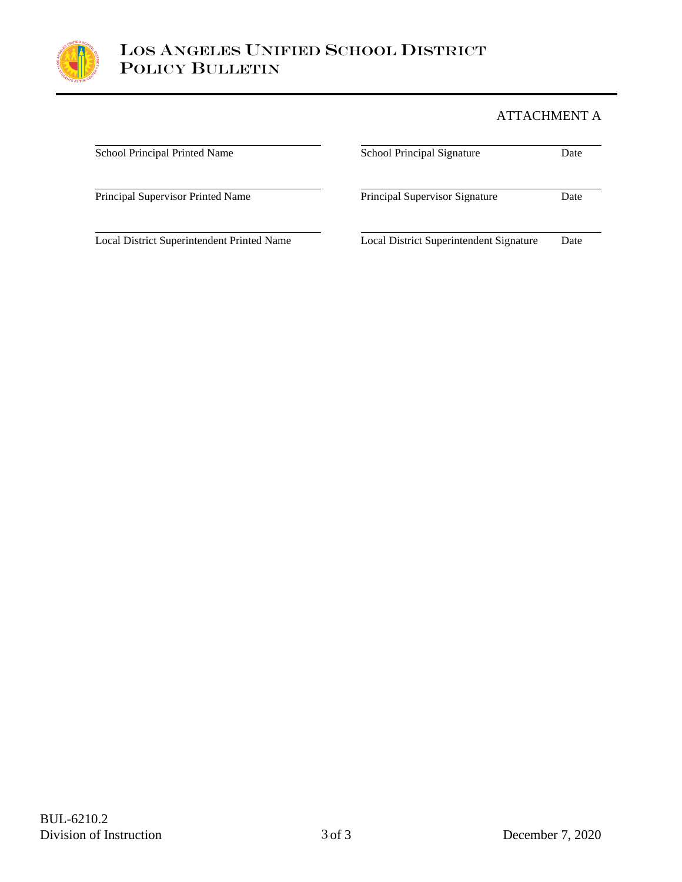ATTACHMENT A

| | | |
|---|---|---|
| School Principal Printed Name | School Principal Signature | Date |
| Principal Supervisor Printed Name | Principal Supervisor Signature | Date |
| Local District Superintendent Printed Name | Local District Superintendent Signature | Date |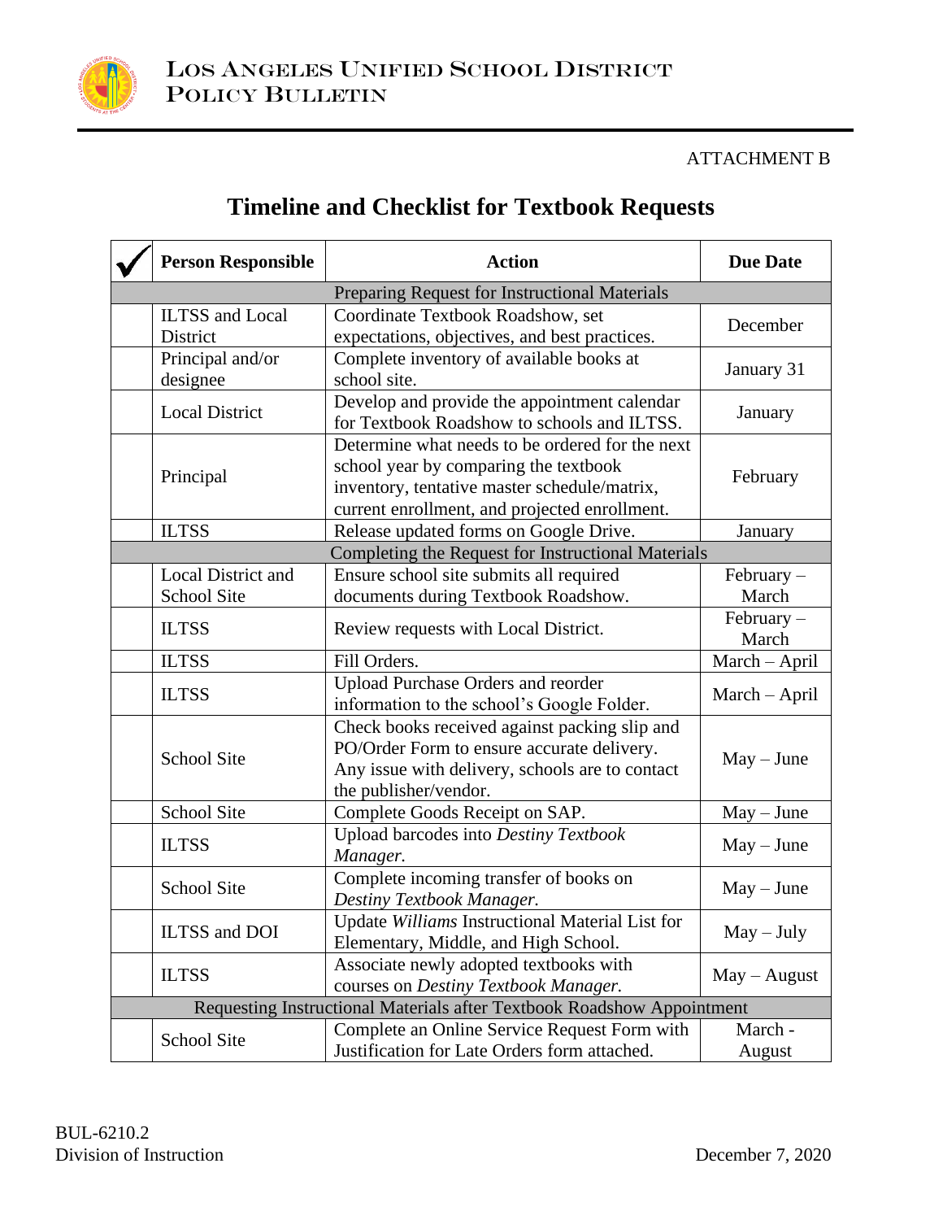ATTACHMENT B

# Timeline and Checklist for Textbook Requests

| ✓ | Person Responsible | Action | Due Date |
|---|---|---|---|
| | | **Preparing Request for Instructional Materials** | |
| | ILTSS and Local District | Coordinate Textbook Roadshow, set expectations, objectives, and best practices. | December |
| | Principal and/or designee | Complete inventory of available books at school site. | January 31 |
| | Local District | Develop and provide the appointment calendar for Textbook Roadshow to schools and ILTSS. | January |
| | Principal | Determine what needs to be ordered for the next school year by comparing the textbook inventory, tentative master schedule/matrix, current enrollment, and projected enrollment. | February |
| | ILTSS | Release updated forms on Google Drive. | January |
| | | **Completing the Request for Instructional Materials** | |
| | Local District and School Site | Ensure school site submits all required documents during Textbook Roadshow. | February – March |
| | ILTSS | Review requests with Local District. | February – March |
| | ILTSS | Fill Orders. | March – April |
| | ILTSS | Upload Purchase Orders and reorder information to the school's Google Folder. | March – April |
| | School Site | Check books received against packing slip and PO/Order Form to ensure accurate delivery. Any issue with delivery, schools are to contact the publisher/vendor. | May – June |
| | School Site | Complete Goods Receipt on SAP. | May – June |
| | ILTSS | Upload barcodes into *Destiny Textbook Manager.* | May – June |
| | School Site | Complete incoming transfer of books on *Destiny Textbook Manager.* | May – June |
| | ILTSS and DOI | Update *Williams* Instructional Material List for Elementary, Middle, and High School. | May – July |
| | ILTSS | Associate newly adopted textbooks with courses on *Destiny Textbook Manager.* | May – August |
| | | **Requesting Instructional Materials after Textbook Roadshow Appointment** | |
| | School Site | Complete an Online Service Request Form with Justification for Late Orders form attached. | March - August |

BUL-6210.2
Division of Instruction

December 7, 2020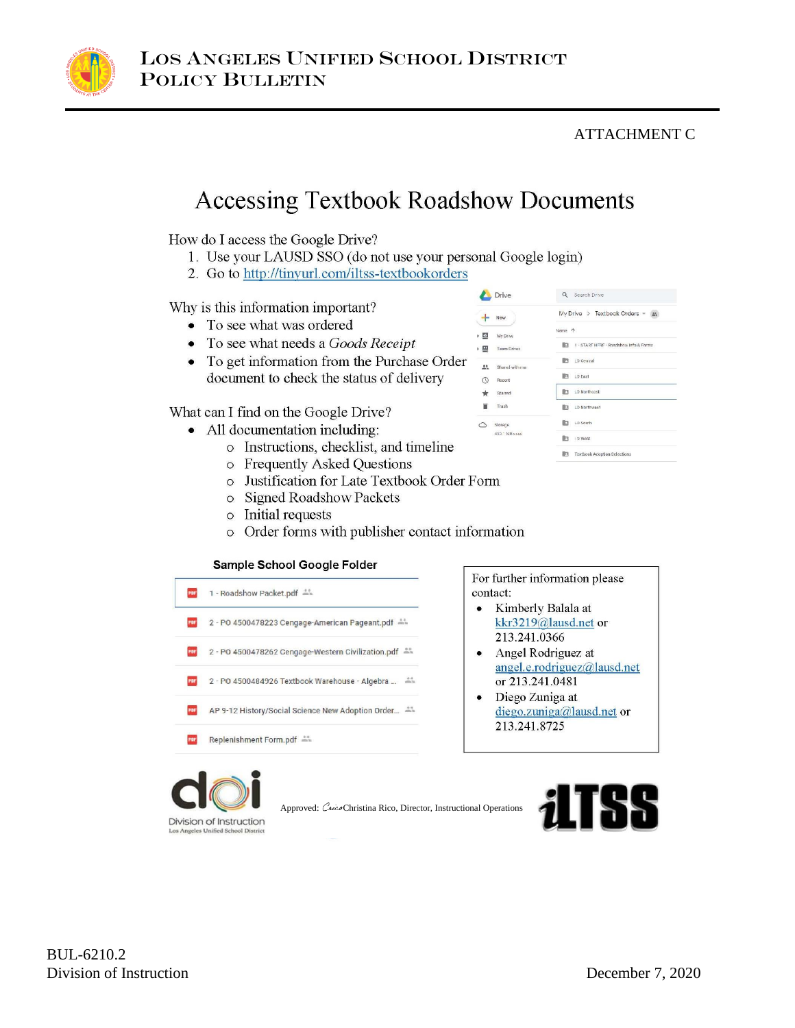ATTACHMENT C

# Accessing Textbook Roadshow Documents

How do I access the Google Drive?

1. Use your LAUSD SSO (do not use your personal Google login)
2. Go to http://tinyurl.com/iltss-textbookorders

Why is this information important?

- To see what was ordered
- To see what needs a *Goods Receipt*
- To get information from the Purchase Order document to check the status of delivery

What can I find on the Google Drive?

- All documentation including:
  - Instructions, checklist, and timeline
  - Frequently Asked Questions
  - Justification for Late Textbook Order Form
  - Signed Roadshow Packets
  - Initial requests
  - Order forms with publisher contact information

**Sample School Google Folder**

- 1 - Roadshow Packet.pdf
- 2 - PO 4500478223 Cengage-American Pageant.pdf
- 2 - PO 4500478262 Cengage-Western Civilization.pdf
- 2 - PO 4500484926 Textbook Warehouse - Algebra ...
- AP 9-12 History/Social Science New Adoption Order...
- Replenishment Form.pdf

For further information please contact:

- Kimberly Balala at kkr3219@lausd.net or 213.241.0366
- Angel Rodriguez at angel.e.rodriguez@lausd.net or 213.241.0481
- Diego Zuniga at diego.zuniga@lausd.net or 213.241.8725

Approved: Christina Rico, Director, Instructional Operations

BUL-6210.2
Division of Instruction

December 7, 2020